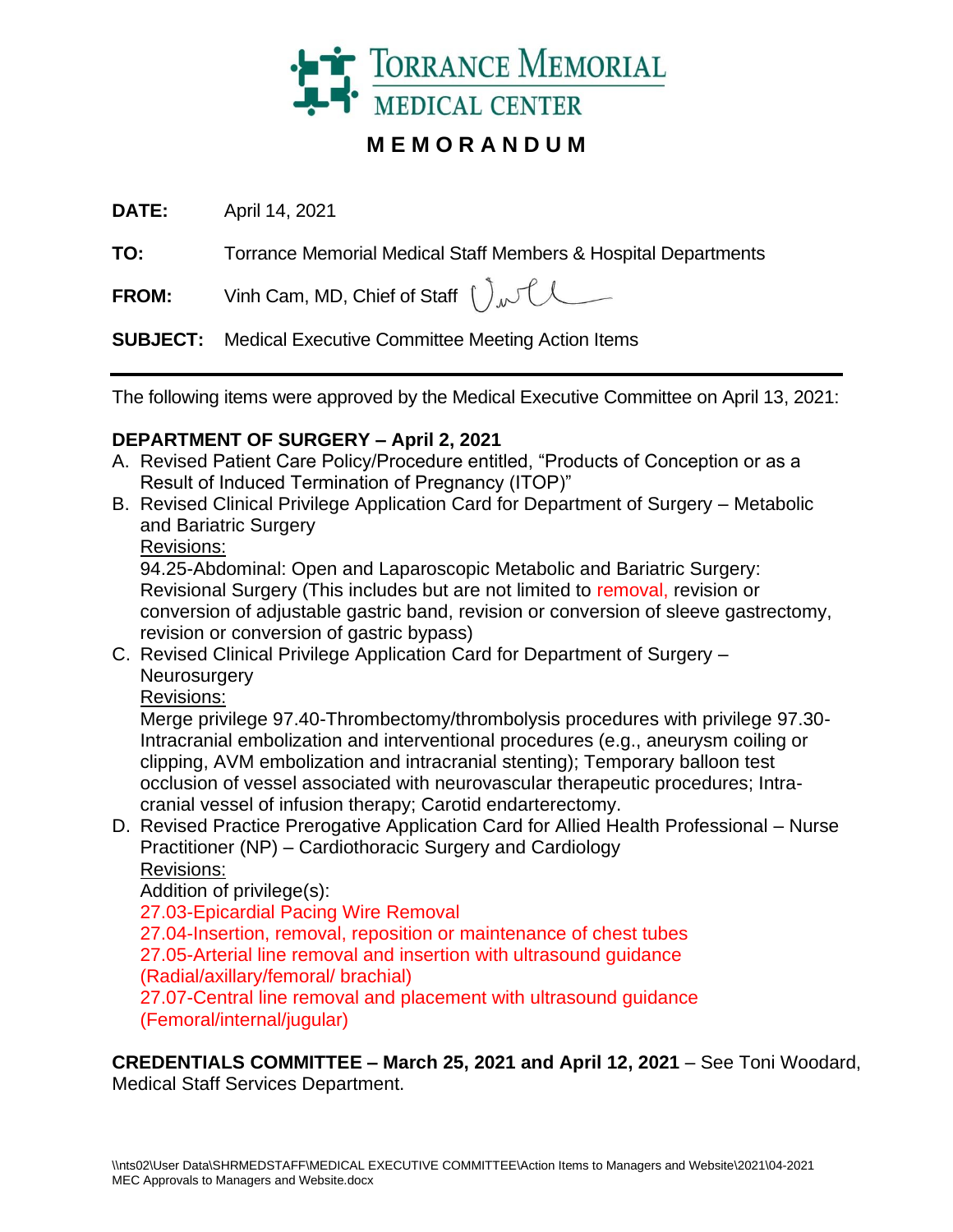# Torrance Memorial Medical Center

## MEMORANDUM

**DATE:** April 14, 2021

**TO:** Torrance Memorial Medical Staff Members & Hospital Departments

**FROM:** Vinh Cam, MD, Chief of Staff

**SUBJECT:** Medical Executive Committee Meeting Action Items

---

The following items were approved by the Medical Executive Committee on April 13, 2021:

**DEPARTMENT OF SURGERY – April 2, 2021**

A. Revised Patient Care Policy/Procedure entitled, "Products of Conception or as a Result of Induced Termination of Pregnancy (ITOP)"

B. Revised Clinical Privilege Application Card for Department of Surgery – Metabolic and Bariatric Surgery

   Revisions:

   94.25-Abdominal: Open and Laparoscopic Metabolic and Bariatric Surgery: Revisional Surgery (This includes but are not limited to removal, revision or conversion of adjustable gastric band, revision or conversion of sleeve gastrectomy, revision or conversion of gastric bypass)

C. Revised Clinical Privilege Application Card for Department of Surgery – Neurosurgery

   Revisions:

   Merge privilege 97.40-Thrombectomy/thrombolysis procedures with privilege 97.30-Intracranial embolization and interventional procedures (e.g., aneurysm coiling or clipping, AVM embolization and intracranial stenting); Temporary balloon test occlusion of vessel associated with neurovascular therapeutic procedures; Intra-cranial vessel of infusion therapy; Carotid endarterectomy.

D. Revised Practice Prerogative Application Card for Allied Health Professional – Nurse Practitioner (NP) – Cardiothoracic Surgery and Cardiology

   Revisions:

   Addition of privilege(s):

   27.03-Epicardial Pacing Wire Removal

   27.04-Insertion, removal, reposition or maintenance of chest tubes

   27.05-Arterial line removal and insertion with ultrasound guidance (Radial/axillary/femoral/ brachial)

   27.07-Central line removal and placement with ultrasound guidance (Femoral/internal/jugular)

**CREDENTIALS COMMITTEE – March 25, 2021 and April 12, 2021** – See Toni Woodard, Medical Staff Services Department.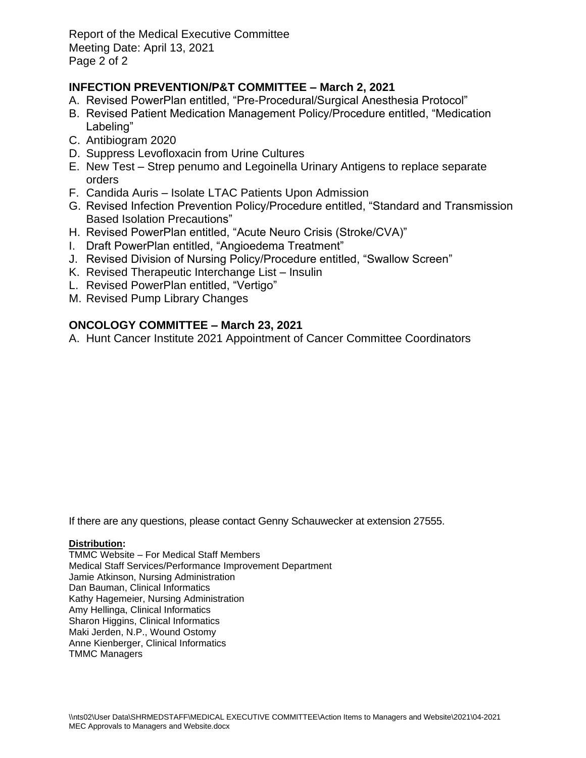## INFECTION PREVENTION/P&T COMMITTEE – March 2, 2021

A. Revised PowerPlan entitled, "Pre-Procedural/Surgical Anesthesia Protocol"
B. Revised Patient Medication Management Policy/Procedure entitled, "Medication Labeling"
C. Antibiogram 2020
D. Suppress Levofloxacin from Urine Cultures
E. New Test – Strep penumo and Legoinella Urinary Antigens to replace separate orders
F. Candida Auris – Isolate LTAC Patients Upon Admission
G. Revised Infection Prevention Policy/Procedure entitled, "Standard and Transmission Based Isolation Precautions"
H. Revised PowerPlan entitled, "Acute Neuro Crisis (Stroke/CVA)"
I. Draft PowerPlan entitled, "Angioedema Treatment"
J. Revised Division of Nursing Policy/Procedure entitled, "Swallow Screen"
K. Revised Therapeutic Interchange List – Insulin
L. Revised PowerPlan entitled, "Vertigo"
M. Revised Pump Library Changes

## ONCOLOGY COMMITTEE – March 23, 2021

A. Hunt Cancer Institute 2021 Appointment of Cancer Committee Coordinators

If there are any questions, please contact Genny Schauwecker at extension 27555.

**Distribution:**

TMMC Website – For Medical Staff Members
Medical Staff Services/Performance Improvement Department
Jamie Atkinson, Nursing Administration
Dan Bauman, Clinical Informatics
Kathy Hagemeier, Nursing Administration
Amy Hellinga, Clinical Informatics
Sharon Higgins, Clinical Informatics
Maki Jerden, N.P., Wound Ostomy
Anne Kienberger, Clinical Informatics
TMMC Managers

\\nts02\User Data\SHRMEDSTAFF\MEDICAL EXECUTIVE COMMITTEE\Action Items to Managers and Website\2021\04-2021 MEC Approvals to Managers and Website.docx